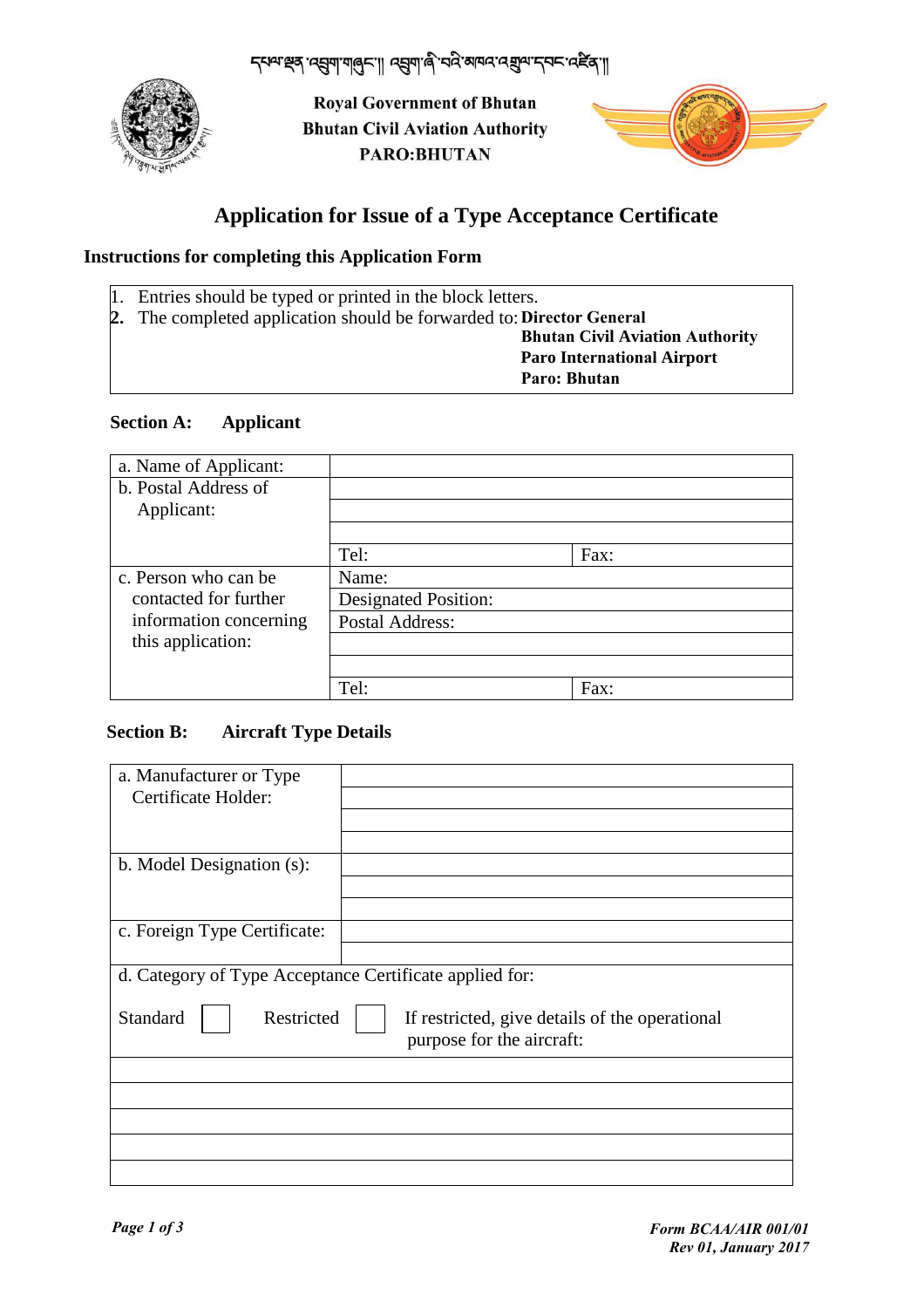དཔལ་ལྡན་འབྲུག་གཞུང་། འབྲུག་ཞི་བའི་མཁའ་འགྲུལ་དབང་འཛིན།

**Royal Government of Bhutan**
**Bhutan Civil Aviation Authority**
**PARO:BHUTAN**

# Application for Issue of a Type Acceptance Certificate

## Instructions for completing this Application Form

1. Entries should be typed or printed in the block letters.
2. The completed application should be forwarded to: **Director General**
   **Bhutan Civil Aviation Authority**
   **Paro International Airport**
   **Paro: Bhutan**

## Section A: Applicant

| | | |
|---|---|---|
| a. Name of Applicant: | | |
| b. Postal Address of Applicant: | | |
| | | |
| | | |
| | Tel: | Fax: |
| c. Person who can be contacted for further information concerning this application: | Name: | |
| | Designated Position: | |
| | Postal Address: | |
| | | |
| | | |
| | Tel: | Fax: |

## Section B: Aircraft Type Details

| | |
|---|---|
| a. Manufacturer or Type Certificate Holder: | |
| | |
| | |
| | |
| b. Model Designation (s): | |
| | |
| | |
| c. Foreign Type Certificate: | |
| | |

d. Category of Type Acceptance Certificate applied for:

Standard ☐ Restricted ☐ If restricted, give details of the operational purpose for the aircraft:

| |
|---|
| |
| |
| |
| |
| |

*Form BCAA/AIR 001/01*
*Rev 01, January 2017*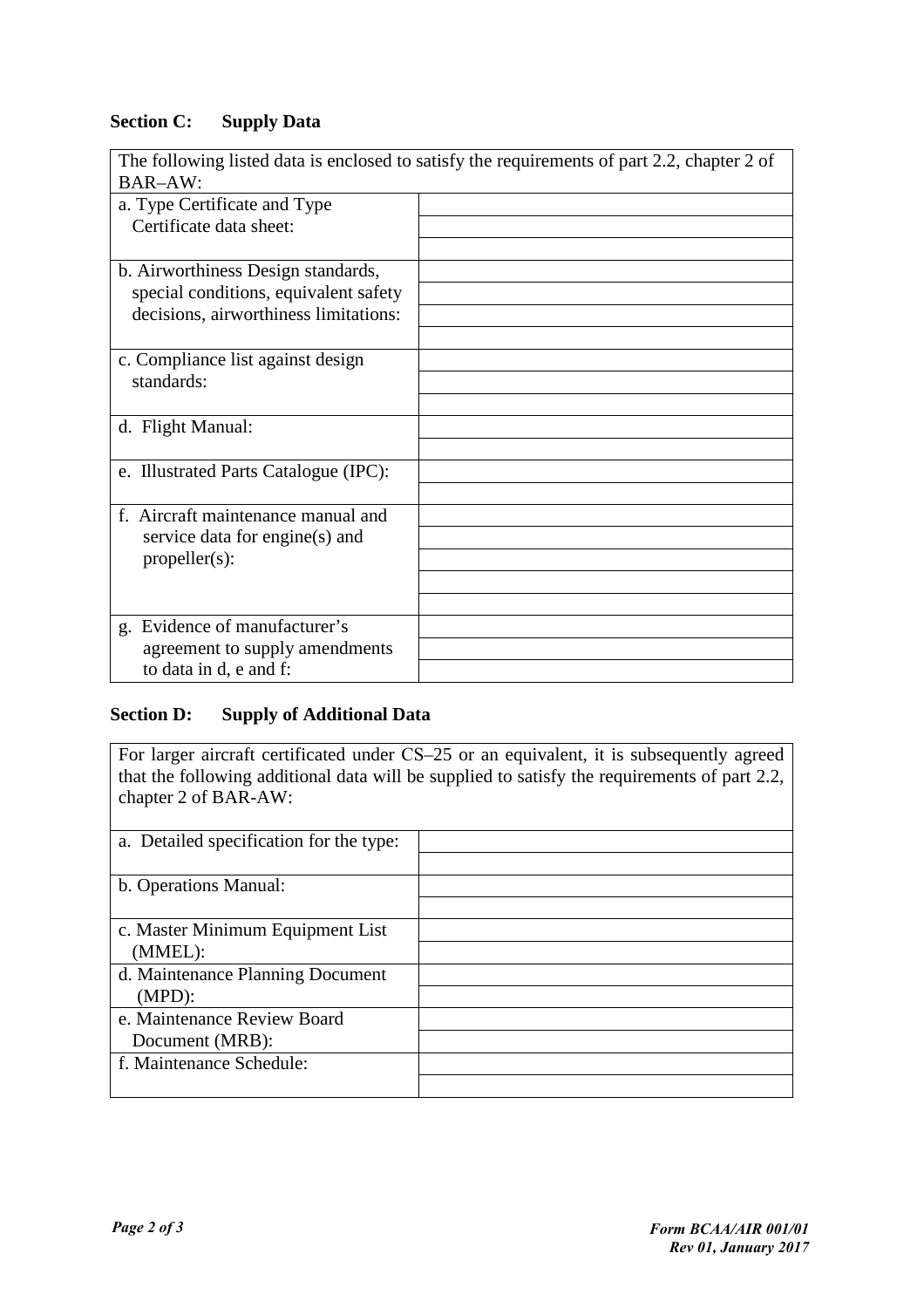**Section C: Supply Data**

| The following listed data is enclosed to satisfy the requirements of part 2.2, chapter 2 of BAR–AW: | |
|---|---|
| a. Type Certificate and Type Certificate data sheet: | |
| b. Airworthiness Design standards, special conditions, equivalent safety decisions, airworthiness limitations: | |
| c. Compliance list against design standards: | |
| d. Flight Manual: | |
| e. Illustrated Parts Catalogue (IPC): | |
| f. Aircraft maintenance manual and service data for engine(s) and propeller(s): | |
| g. Evidence of manufacturer's agreement to supply amendments to data in d, e and f: | |

**Section D: Supply of Additional Data**

| For larger aircraft certificated under CS–25 or an equivalent, it is subsequently agreed that the following additional data will be supplied to satisfy the requirements of part 2.2, chapter 2 of BAR-AW: | |
|---|---|
| a. Detailed specification for the type: | |
| b. Operations Manual: | |
| c. Master Minimum Equipment List (MMEL): | |
| d. Maintenance Planning Document (MPD): | |
| e. Maintenance Review Board Document (MRB): | |
| f. Maintenance Schedule: | |

*Form BCAA/AIR 001/01*
*Rev 01, January 2017*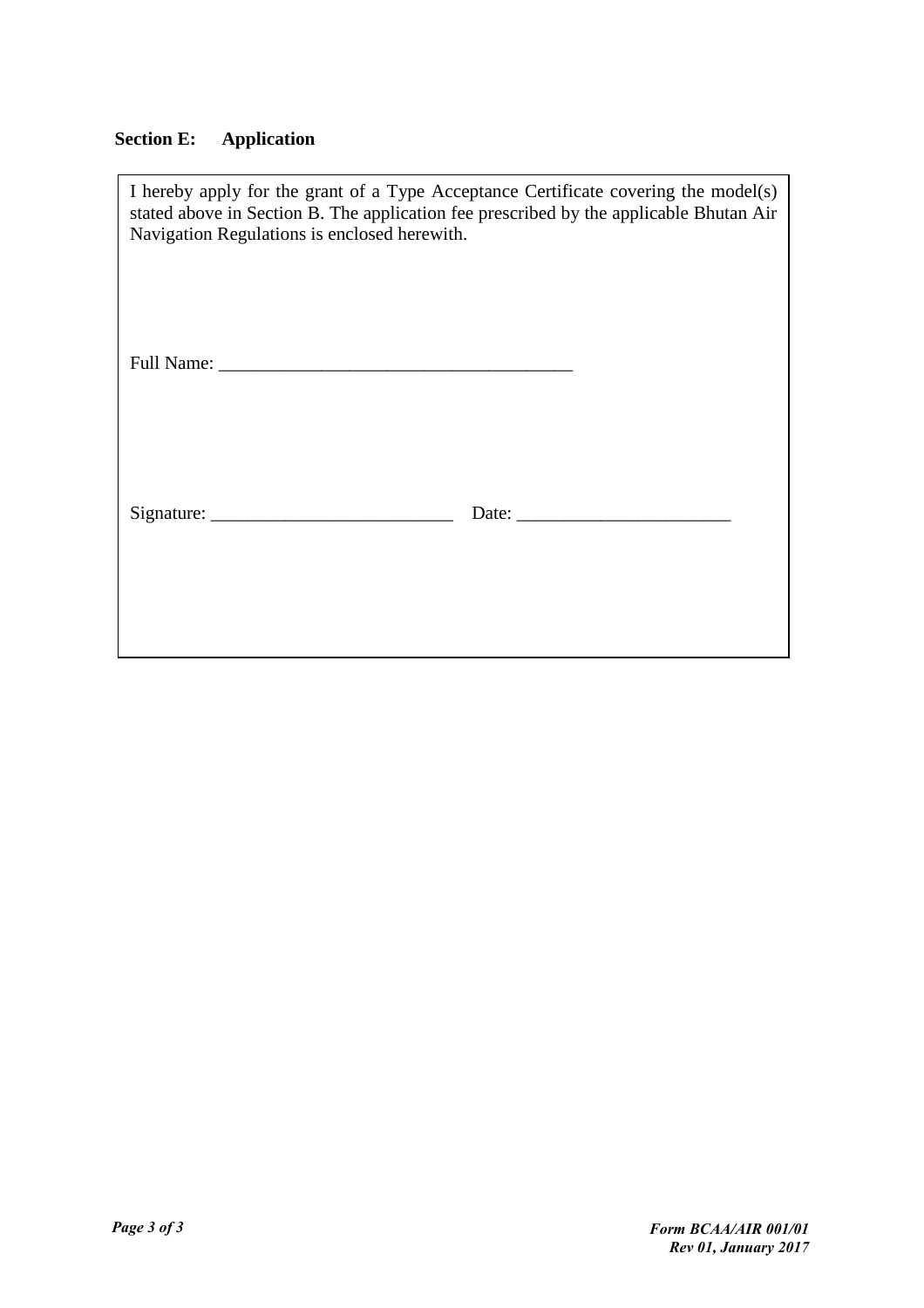## Section E: Application

I hereby apply for the grant of a Type Acceptance Certificate covering the model(s) stated above in Section B. The application fee prescribed by the applicable Bhutan Air Navigation Regulations is enclosed herewith.

Full Name: ______________________________________

Signature: __________________________ Date: _______________________

***Form BCAA/AIR 001/01***
***Rev 01, January 2017***